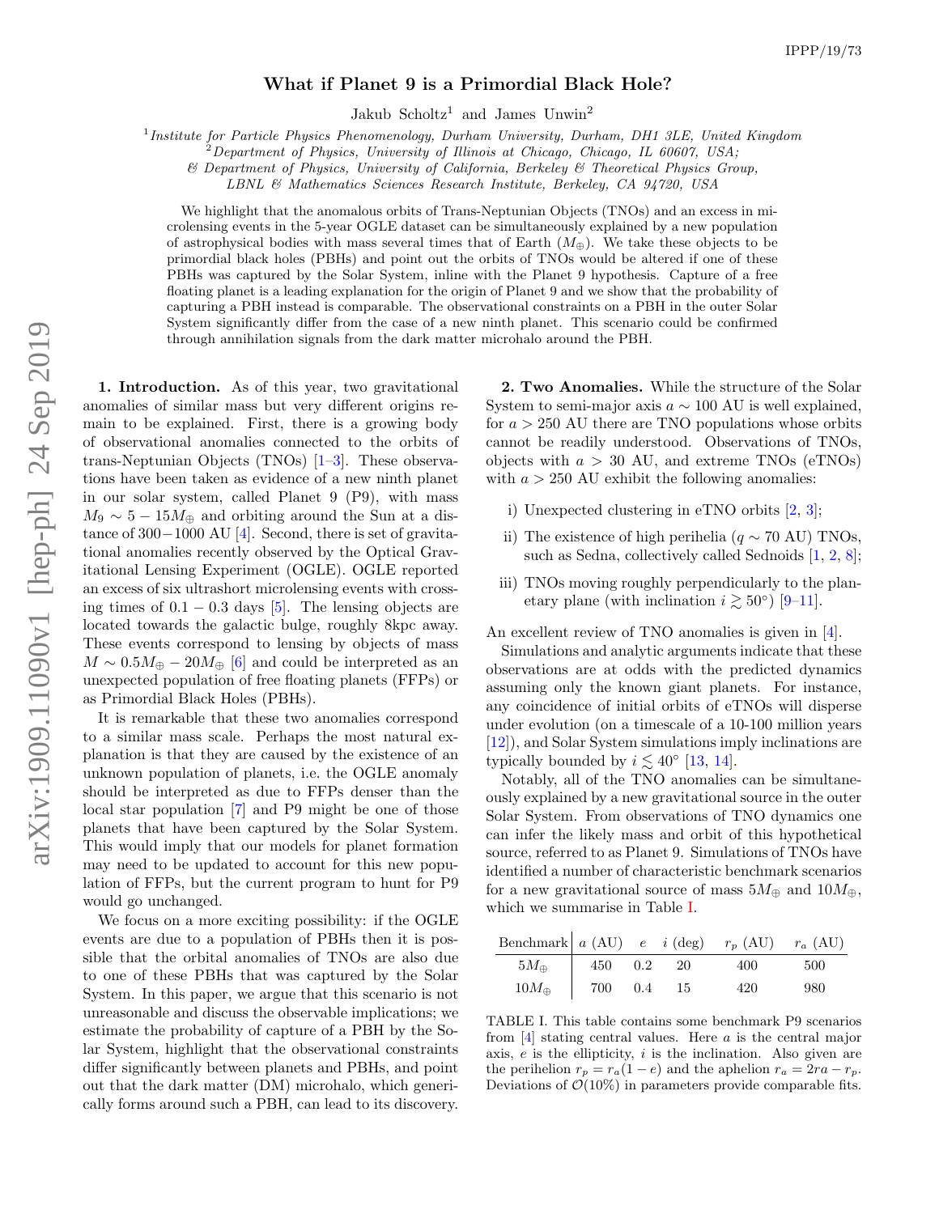# What if Planet 9 is a Primordial Black Hole?

Jakub Scholtz[1] and James Unwin[2]

[1] *Institute for Particle Physics Phenomenology, Durham University, Durham, DH1 3LE, United Kingdom*
[2] *Department of Physics, University of Illinois at Chicago, Chicago, IL 60607, USA;*
*& Department of Physics, University of California, Berkeley & Theoretical Physics Group, LBNL & Mathematics Sciences Research Institute, Berkeley, CA 94720, USA*

We highlight that the anomalous orbits of Trans-Neptunian Objects (TNOs) and an excess in microlensing events in the 5-year OGLE dataset can be simultaneously explained by a new population of astrophysical bodies with mass several times that of Earth ($M_\oplus$). We take these objects to be primordial black holes (PBHs) and point out the orbits of TNOs would be altered if one of these PBHs was captured by the Solar System, inline with the Planet 9 hypothesis. Capture of a free floating planet is a leading explanation for the origin of Planet 9 and we show that the probability of capturing a PBH instead is comparable. The observational constraints on a PBH in the outer Solar System significantly differ from the case of a new ninth planet. This scenario could be confirmed through annihilation signals from the dark matter microhalo around the PBH.

**1. Introduction.** As of this year, two gravitational anomalies of similar mass but very different origins remain to be explained. First, there is a growing body of observational anomalies connected to the orbits of trans-Neptunian Objects (TNOs) [1–3]. These observations have been taken as evidence of a new ninth planet in our solar system, called Planet 9 (P9), with mass $M_9 \sim 5 - 15 M_\oplus$ and orbiting around the Sun at a distance of $300 - 1000$ AU [4]. Second, there is set of gravitational anomalies recently observed by the Optical Gravitational Lensing Experiment (OGLE). OGLE reported an excess of six ultrashort microlensing events with crossing times of $0.1 - 0.3$ days [5]. The lensing objects are located towards the galactic bulge, roughly 8kpc away. These events correspond to lensing by objects of mass $M \sim 0.5 M_\oplus - 20 M_\oplus$ [6] and could be interpreted as an unexpected population of free floating planets (FFPs) or as Primordial Black Holes (PBHs).

It is remarkable that these two anomalies correspond to a similar mass scale. Perhaps the most natural explanation is that they are caused by the existence of an unknown population of planets, i.e. the OGLE anomaly should be interpreted as due to FFPs denser than the local star population [7] and P9 might be one of those planets that have been captured by the Solar System. This would imply that our models for planet formation may need to be updated to account for this new population of FFPs, but the current program to hunt for P9 would go unchanged.

We focus on a more exciting possibility: if the OGLE events are due to a population of PBHs then it is possible that the orbital anomalies of TNOs are also due to one of these PBHs that was captured by the Solar System. In this paper, we argue that this scenario is not unreasonable and discuss the observable implications; we estimate the probability of capture of a PBH by the Solar System, highlight that the observational constraints differ significantly between planets and PBHs, and point out that the dark matter (DM) microhalo, which generically forms around such a PBH, can lead to its discovery.

**2. Two Anomalies.** While the structure of the Solar System to semi-major axis $a \sim 100$ AU is well explained, for $a > 250$ AU there are TNO populations whose orbits cannot be readily understood. Observations of TNOs, objects with $a > 30$ AU, and extreme TNOs (eTNOs) with $a > 250$ AU exhibit the following anomalies:

i) Unexpected clustering in eTNO orbits [2, 3];

ii) The existence of high perihelia ($q \sim 70$ AU) TNOs, such as Sedna, collectively called Sednoids [1, 2, 8];

iii) TNOs moving roughly perpendicularly to the planetary plane (with inclination $i \gtrsim 50°$) [9–11].

An excellent review of TNO anomalies is given in [4].

Simulations and analytic arguments indicate that these observations are at odds with the predicted dynamics assuming only the known giant planets. For instance, any coincidence of initial orbits of eTNOs will disperse under evolution (on a timescale of a 10-100 million years [12]), and Solar System simulations imply inclinations are typically bounded by $i \lesssim 40°$ [13, 14].

Notably, all of the TNO anomalies can be simultaneously explained by a new gravitational source in the outer Solar System. From observations of TNO dynamics one can infer the likely mass and orbit of this hypothetical source, referred to as Planet 9. Simulations of TNOs have identified a number of characteristic benchmark scenarios for a new gravitational source of mass $5M_\oplus$ and $10M_\oplus$, which we summarise in Table I.

| Benchmark | $a$ (AU) | $e$ | $i$ (deg) | $r_p$ (AU) | $r_a$ (AU) |
|---|---|---|---|---|---|
| $5M_\oplus$ | 450 | 0.2 | 20 | 400 | 500 |
| $10M_\oplus$ | 700 | 0.4 | 15 | 420 | 980 |

TABLE I. This table contains some benchmark P9 scenarios from [4] stating central values. Here $a$ is the central major axis, $e$ is the ellipticity, $i$ is the inclination. Also given are the perihelion $r_p = r_a(1-e)$ and the aphelion $r_a = 2ra - r_p$. Deviations of $\mathcal{O}(10\%)$ in parameters provide comparable fits.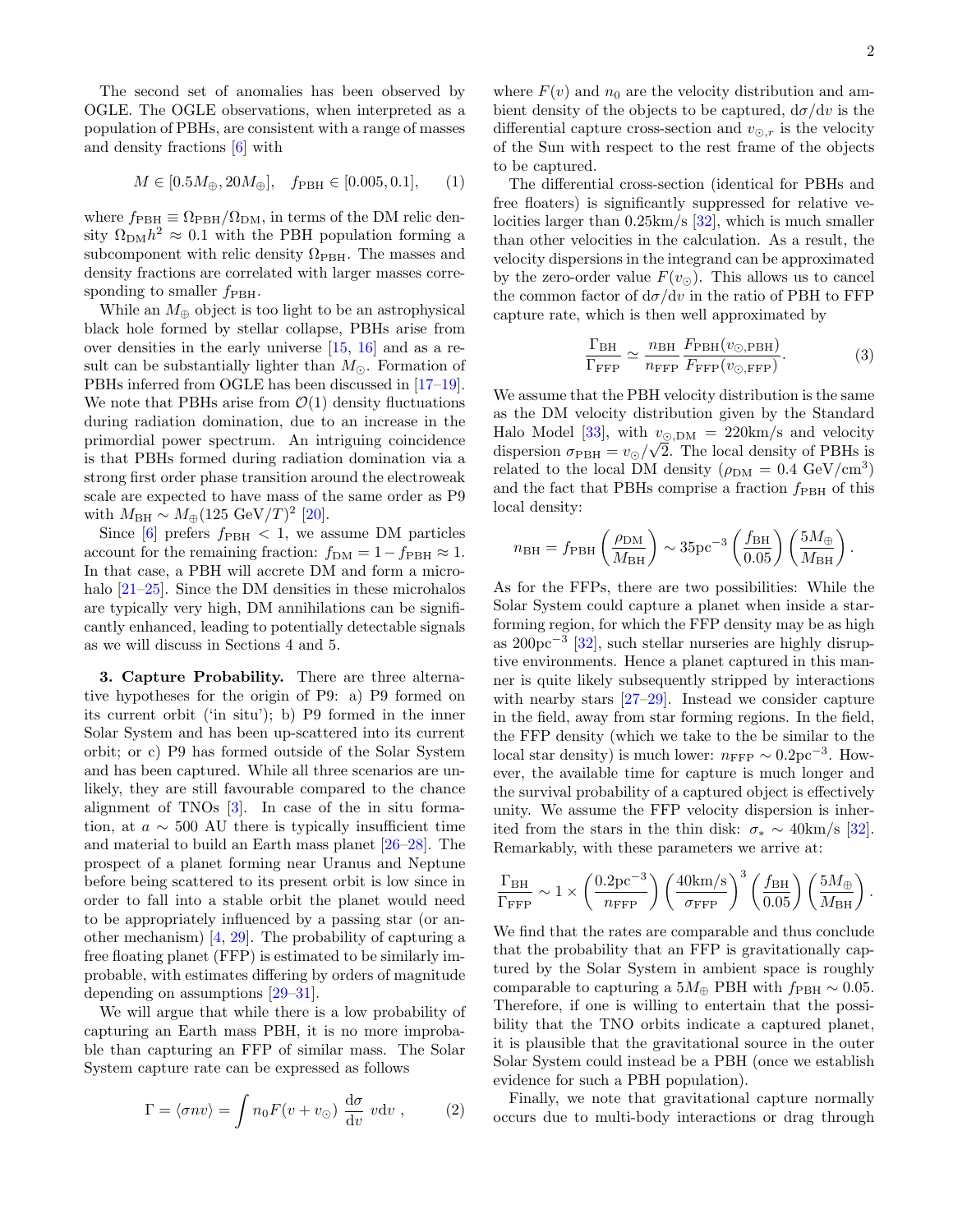The second set of anomalies has been observed by OGLE. The OGLE observations, when interpreted as a population of PBHs, are consistent with a range of masses and density fractions [6] with

$$M \in [0.5M_\oplus, 20M_\oplus], \quad f_{\rm PBH} \in [0.005, 0.1], \qquad (1)$$

where $f_{\rm PBH} \equiv \Omega_{\rm PBH}/\Omega_{\rm DM}$, in terms of the DM relic density $\Omega_{\rm DM}h^2 \approx 0.1$ with the PBH population forming a subcomponent with relic density $\Omega_{\rm PBH}$. The masses and density fractions are correlated with larger masses corresponding to smaller $f_{\rm PBH}$.

While an $M_\oplus$ object is too light to be an astrophysical black hole formed by stellar collapse, PBHs arise from over densities in the early universe [15, 16] and as a result can be substantially lighter than $M_\odot$. Formation of PBHs inferred from OGLE has been discussed in [17–19]. We note that PBHs arise from $\mathcal{O}(1)$ density fluctuations during radiation domination, due to an increase in the primordial power spectrum. An intriguing coincidence is that PBHs formed during radiation domination via a strong first order phase transition around the electroweak scale are expected to have mass of the same order as P9 with $M_{\rm BH} \sim M_\oplus (125~{\rm GeV}/T)^2$ [20].

Since [6] prefers $f_{\rm PBH} < 1$, we assume DM particles account for the remaining fraction: $f_{\rm DM} = 1 - f_{\rm PBH} \approx 1$. In that case, a PBH will accrete DM and form a microhalo [21–25]. Since the DM densities in these microhalos are typically very high, DM annihilations can be significantly enhanced, leading to potentially detectable signals as we will discuss in Sections 4 and 5.

**3. Capture Probability.** There are three alternative hypotheses for the origin of P9: a) P9 formed on its current orbit ('in situ'); b) P9 formed in the inner Solar System and has been up-scattered into its current orbit; or c) P9 has formed outside of the Solar System and has been captured. While all three scenarios are unlikely, they are still favourable compared to the chance alignment of TNOs [3]. In case of the in situ formation, at $a \sim 500$ AU there is typically insufficient time and material to build an Earth mass planet [26–28]. The prospect of a planet forming near Uranus and Neptune before being scattered to its present orbit is low since in order to fall into a stable orbit the planet would need to be appropriately influenced by a passing star (or another mechanism) [4, 29]. The probability of capturing a free floating planet (FFP) is estimated to be similarly improbable, with estimates differing by orders of magnitude depending on assumptions [29–31].

We will argue that while there is a low probability of capturing an Earth mass PBH, it is no more improbable than capturing an FFP of similar mass. The Solar System capture rate can be expressed as follows

$$\Gamma = \langle \sigma n v \rangle = \int n_0 F(v + v_\odot)\, \frac{{\rm d}\sigma}{{\rm d}v}\, v {\rm d}v~, \qquad (2)$$

where $F(v)$ and $n_0$ are the velocity distribution and ambient density of the objects to be captured, ${\rm d}\sigma/{\rm d}v$ is the differential capture cross-section and $v_{\odot,r}$ is the velocity of the Sun with respect to the rest frame of the objects to be captured.

The differential cross-section (identical for PBHs and free floaters) is significantly suppressed for relative velocities larger than 0.25km/s [32], which is much smaller than other velocities in the calculation. As a result, the velocity dispersions in the integrand can be approximated by the zero-order value $F(v_\odot)$. This allows us to cancel the common factor of ${\rm d}\sigma/{\rm d}v$ in the ratio of PBH to FFP capture rate, which is then well approximated by

$$\frac{\Gamma_{\rm BH}}{\Gamma_{\rm FFP}} \simeq \frac{n_{\rm BH}}{n_{\rm FFP}} \frac{F_{\rm PBH}(v_{\odot,{\rm PBH}})}{F_{\rm FFP}(v_{\odot,{\rm FFP}})}. \qquad (3)$$

We assume that the PBH velocity distribution is the same as the DM velocity distribution given by the Standard Halo Model [33], with $v_{\odot,{\rm DM}} = 220$km/s and velocity dispersion $\sigma_{\rm PBH} = v_\odot/\sqrt{2}$. The local density of PBHs is related to the local DM density ($\rho_{\rm DM} = 0.4~{\rm GeV/cm^3}$) and the fact that PBHs comprise a fraction $f_{\rm PBH}$ of this local density:

$$n_{\rm BH} = f_{\rm PBH}\left(\frac{\rho_{\rm DM}}{M_{\rm BH}}\right) \sim 35{\rm pc}^{-3}\left(\frac{f_{\rm BH}}{0.05}\right)\left(\frac{5M_\oplus}{M_{\rm BH}}\right).$$

As for the FFPs, there are two possibilities: While the Solar System could capture a planet when inside a star-forming region, for which the FFP density may be as high as $200{\rm pc}^{-3}$ [32], such stellar nurseries are highly disruptive environments. Hence a planet captured in this manner is quite likely subsequently stripped by interactions with nearby stars [27–29]. Instead we consider capture in the field, away from star forming regions. In the field, the FFP density (which we take to the be similar to the local star density) is much lower: $n_{\rm FFP} \sim 0.2{\rm pc}^{-3}$. However, the available time for capture is much longer and the survival probability of a captured object is effectively unity. We assume the FFP velocity dispersion is inherited from the stars in the thin disk: $\sigma_* \sim 40$km/s [32]. Remarkably, with these parameters we arrive at:

$$\frac{\Gamma_{\rm BH}}{\Gamma_{\rm FFP}} \sim 1 \times \left(\frac{0.2{\rm pc}^{-3}}{n_{\rm FFP}}\right)\left(\frac{40{\rm km/s}}{\sigma_{\rm FFP}}\right)^3\left(\frac{f_{\rm BH}}{0.05}\right)\left(\frac{5M_\oplus}{M_{\rm BH}}\right).$$

We find that the rates are comparable and thus conclude that the probability that an FFP is gravitationally captured by the Solar System in ambient space is roughly comparable to capturing a $5M_\oplus$ PBH with $f_{\rm PBH} \sim 0.05$. Therefore, if one is willing to entertain that the possibility that the TNO orbits indicate a captured planet, it is plausible that the gravitational source in the outer Solar System could instead be a PBH (once we establish evidence for such a PBH population).

Finally, we note that gravitational capture normally occurs due to multi-body interactions or drag through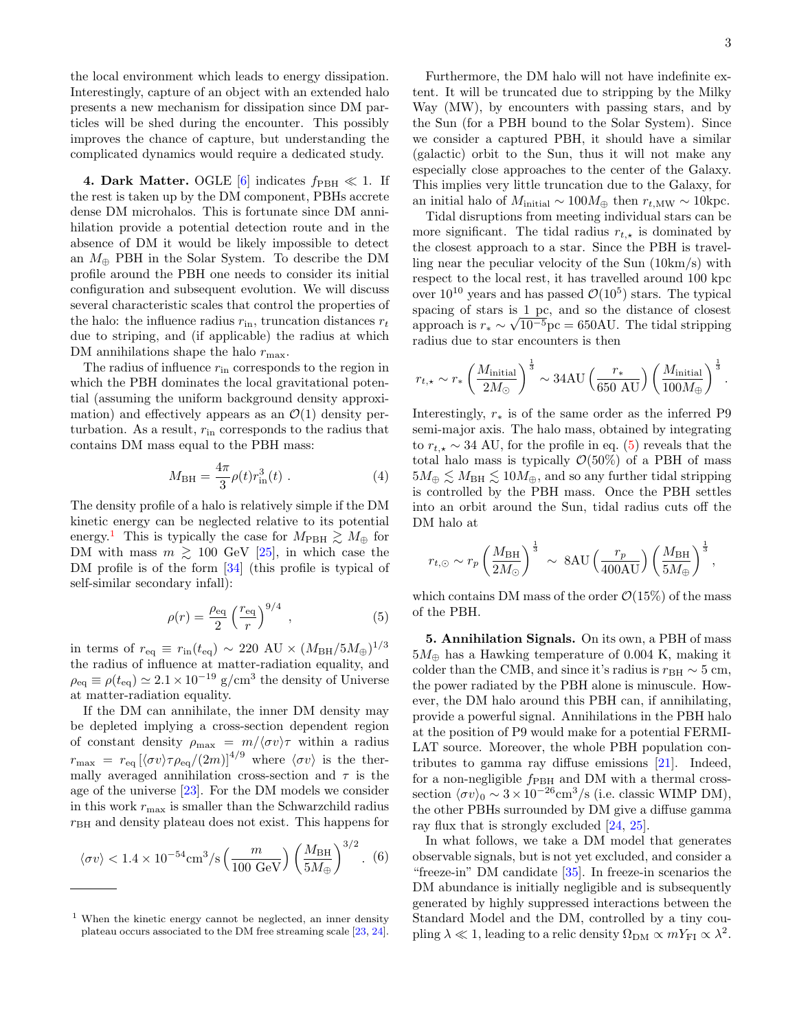the local environment which leads to energy dissipation. Interestingly, capture of an object with an extended halo presents a new mechanism for dissipation since DM particles will be shed during the encounter. This possibly improves the chance of capture, but understanding the complicated dynamics would require a dedicated study.

**4. Dark Matter.** OGLE [6] indicates $f_{\rm PBH} \ll 1$. If the rest is taken up by the DM component, PBHs accrete dense DM microhalos. This is fortunate since DM annihilation provide a potential detection route and in the absence of DM it would be likely impossible to detect an $M_\oplus$ PBH in the Solar System. To describe the DM profile around the PBH one needs to consider its initial configuration and subsequent evolution. We will discuss several characteristic scales that control the properties of the halo: the influence radius $r_{\rm in}$, truncation distances $r_t$ due to striping, and (if applicable) the radius at which DM annihilations shape the halo $r_{\rm max}$.

The radius of influence $r_{\rm in}$ corresponds to the region in which the PBH dominates the local gravitational potential (assuming the uniform background density approximation) and effectively appears as an $\mathcal{O}(1)$ density perturbation. As a result, $r_{\rm in}$ corresponds to the radius that contains DM mass equal to the PBH mass:

$$M_{\rm BH} = \frac{4\pi}{3}\rho(t) r_{\rm in}^3(t) \ . \tag{4}$$

The density profile of a halo is relatively simple if the DM kinetic energy can be neglected relative to its potential energy.[1] This is typically the case for $M_{\rm PBH} \gtrsim M_\oplus$ for DM with mass $m \gtrsim 100$ GeV [25], in which case the DM profile is of the form [34] (this profile is typical of self-similar secondary infall):

$$\rho(r) = \frac{\rho_{\rm eq}}{2}\left(\frac{r_{\rm eq}}{r}\right)^{9/4} \ , \tag{5}$$

in terms of $r_{\rm eq} \equiv r_{\rm in}(t_{\rm eq}) \sim 220 \ {\rm AU} \times (M_{\rm BH}/5M_\oplus)^{1/3}$ the radius of influence at matter-radiation equality, and $\rho_{\rm eq} \equiv \rho(t_{\rm eq}) \simeq 2.1\times 10^{-19}$ g/cm$^3$ the density of Universe at matter-radiation equality.

If the DM can annihilate, the inner DM density may be depleted implying a cross-section dependent region of constant density $\rho_{\rm max} = m/\langle\sigma v\rangle\tau$ within a radius $r_{\rm max} = r_{\rm eq}\left[\langle\sigma v\rangle \tau\rho_{\rm eq}/(2m)\right]^{4/9}$ where $\langle\sigma v\rangle$ is the thermally averaged annihilation cross-section and $\tau$ is the age of the universe [23]. For the DM models we consider in this work $r_{\rm max}$ is smaller than the Schwarzchild radius $r_{\rm BH}$ and density plateau does not exist. This happens for

$$\langle\sigma v\rangle < 1.4\times 10^{-54}{\rm cm}^3/{\rm s}\left(\frac{m}{100 \ {\rm GeV}}\right)\left(\frac{M_{\rm BH}}{5M_\oplus}\right)^{3/2} . \tag{6}$$

[1] When the kinetic energy cannot be neglected, an inner density plateau occurs associated to the DM free streaming scale [23, 24].

Furthermore, the DM halo will not have indefinite extent. It will be truncated due to stripping by the Milky Way (MW), by encounters with passing stars, and by the Sun (for a PBH bound to the Solar System). Since we consider a captured PBH, it should have a similar (galactic) orbit to the Sun, thus it will not make any especially close approaches to the center of the Galaxy. This implies very little truncation due to the Galaxy, for an initial halo of $M_{\rm initial} \sim 100 M_\oplus$ then $r_{t,{\rm MW}} \sim 10$kpc.

Tidal disruptions from meeting individual stars can be more significant. The tidal radius $r_{t,\star}$ is dominated by the closest approach to a star. Since the PBH is travelling near the peculiar velocity of the Sun (10km/s) with respect to the local rest, it has travelled around 100 kpc over $10^{10}$ years and has passed $\mathcal{O}(10^5)$ stars. The typical spacing of stars is 1 pc, and so the distance of closest approach is $r_* \sim \sqrt{10^{-5}}$pc $= 650$AU. The tidal stripping radius due to star encounters is then

$$r_{t,\star} \sim r_*\left(\frac{M_{\rm initial}}{2M_\odot}\right)^{\frac{1}{3}} \sim 34{\rm AU}\left(\frac{r_*}{650 \ {\rm AU}}\right)\left(\frac{M_{\rm initial}}{100M_\oplus}\right)^{\frac{1}{3}} .$$

Interestingly, $r_*$ is of the same order as the inferred P9 semi-major axis. The halo mass, obtained by integrating to $r_{t,\star} \sim 34$ AU, for the profile in eq. (5) reveals that the total halo mass is typically $\mathcal{O}(50\%)$ of a PBH of mass $5M_\oplus \lesssim M_{\rm BH} \lesssim 10 M_\oplus$, and so any further tidal stripping is controlled by the PBH mass. Once the PBH settles into an orbit around the Sun, tidal radius cuts off the DM halo at

$$r_{t,\odot} \sim r_p\left(\frac{M_{\rm BH}}{2M_\odot}\right)^{\frac{1}{3}} \ \sim \ 8{\rm AU}\left(\frac{r_p}{400{\rm AU}}\right)\left(\frac{M_{\rm BH}}{5M_\oplus}\right)^{\frac{1}{3}} ,$$

which contains DM mass of the order $\mathcal{O}(15\%)$ of the mass of the PBH.

**5. Annihilation Signals.** On its own, a PBH of mass $5M_\oplus$ has a Hawking temperature of 0.004 K, making it colder than the CMB, and since it's radius is $r_{\rm BH} \sim 5$ cm, the power radiated by the PBH alone is minuscule. However, the DM halo around this PBH can, if annihilating, provide a powerful signal. Annihilations in the PBH halo at the position of P9 would make for a potential FERMI-LAT source. Moreover, the whole PBH population contributes to gamma ray diffuse emissions [21]. Indeed, for a non-negligible $f_{\rm PBH}$ and DM with a thermal cross-section $\langle\sigma v\rangle_0 \sim 3\times 10^{-26}{\rm cm}^3/{\rm s}$ (i.e. classic WIMP DM), the other PBHs surrounded by DM give a diffuse gamma ray flux that is strongly excluded [24, 25].

In what follows, we take a DM model that generates observable signals, but is not yet excluded, and consider a "freeze-in" DM candidate [35]. In freeze-in scenarios the DM abundance is initially negligible and is subsequently generated by highly suppressed interactions between the Standard Model and the DM, controlled by a tiny coupling $\lambda \ll 1$, leading to a relic density $\Omega_{\rm DM} \propto mY_{\rm FI} \propto \lambda^2$.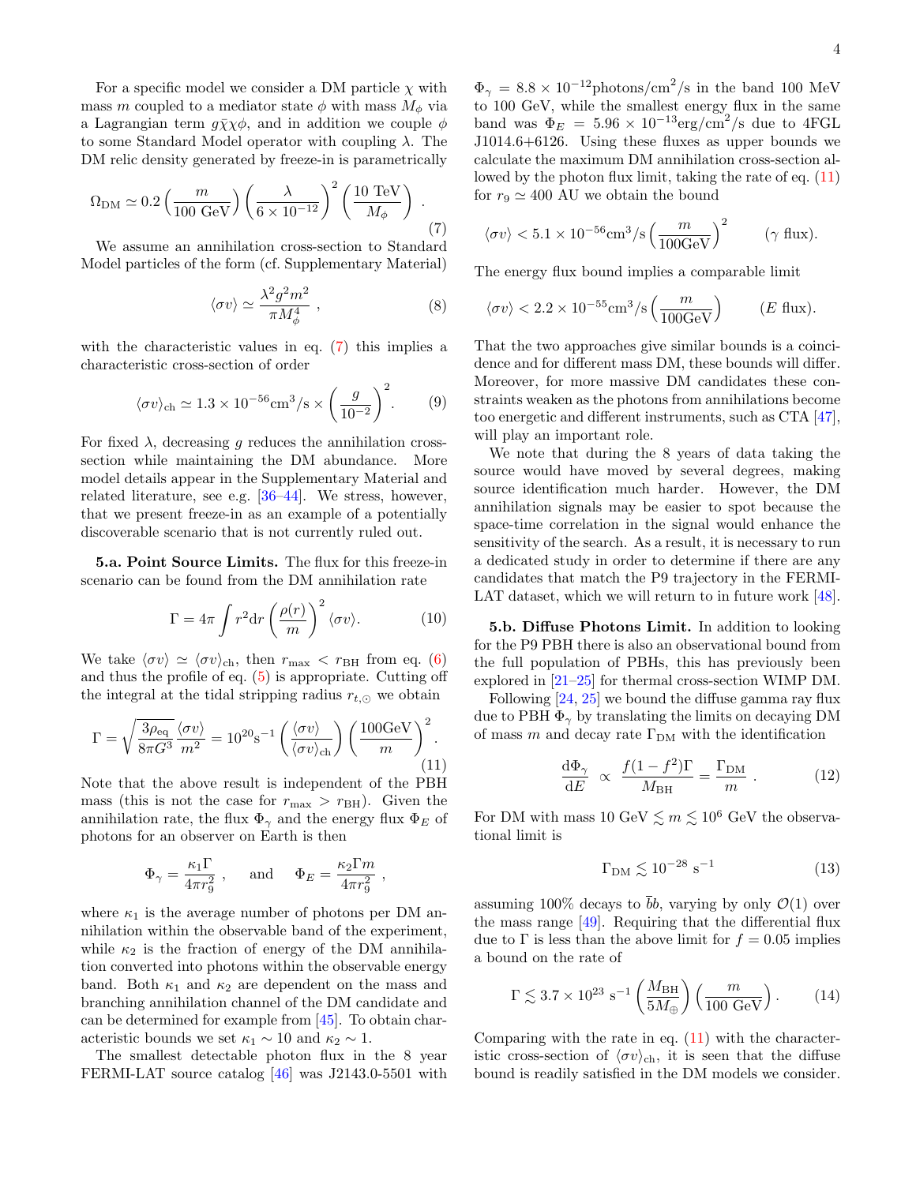For a specific model we consider a DM particle $\chi$ with mass $m$ coupled to a mediator state $\phi$ with mass $M_\phi$ via a Lagrangian term $g\bar{\chi}\chi\phi$, and in addition we couple $\phi$ to some Standard Model operator with coupling $\lambda$. The DM relic density generated by freeze-in is parametrically

$$\Omega_{\rm DM} \simeq 0.2 \left(\frac{m}{100~{\rm GeV}}\right)\left(\frac{\lambda}{6\times 10^{-12}}\right)^2\left(\frac{10~{\rm TeV}}{M_\phi}\right) . \tag{7}$$

We assume an annihilation cross-section to Standard Model particles of the form (cf. Supplementary Material)

$$\langle \sigma v\rangle \simeq \frac{\lambda^2 g^2 m^2}{\pi M_\phi^4} , \tag{8}$$

with the characteristic values in eq. (7) this implies a characteristic cross-section of order

$$\langle \sigma v\rangle_{\rm ch} \simeq 1.3\times 10^{-56}{\rm cm}^3/{\rm s}\times\left(\frac{g}{10^{-2}}\right)^2. \tag{9}$$

For fixed $\lambda$, decreasing $g$ reduces the annihilation cross-section while maintaining the DM abundance. More model details appear in the Supplementary Material and related literature, see e.g. [36–44]. We stress, however, that we present freeze-in as an example of a potentially discoverable scenario that is not currently ruled out.

**5.a. Point Source Limits.** The flux for this freeze-in scenario can be found from the DM annihilation rate

$$\Gamma = 4\pi\int r^2 {\rm d}r\left(\frac{\rho(r)}{m}\right)^2\langle\sigma v\rangle. \tag{10}$$

We take $\langle \sigma v\rangle \simeq \langle \sigma v\rangle_{\rm ch}$, then $r_{\rm max} < r_{\rm BH}$ from eq. (6) and thus the profile of eq. (5) is appropriate. Cutting off the integral at the tidal stripping radius $r_{t,\odot}$ we obtain

$$\Gamma = \sqrt{\frac{3\rho_{\rm eq}}{8\pi G^3}}\frac{\langle \sigma v\rangle}{m^2} = 10^{20}{\rm s}^{-1}\left(\frac{\langle \sigma v\rangle}{\langle \sigma v\rangle_{\rm ch}}\right)\left(\frac{100{\rm GeV}}{m}\right)^2. \tag{11}$$

Note that the above result is independent of the PBH mass (this is not the case for $r_{\rm max} > r_{\rm BH}$). Given the annihilation rate, the flux $\Phi_\gamma$ and the energy flux $\Phi_E$ of photons for an observer on Earth is then

$$\Phi_\gamma = \frac{\kappa_1\Gamma}{4\pi r_9^2} , \qquad {\rm and} \qquad \Phi_E = \frac{\kappa_2 \Gamma m}{4\pi r_9^2} ,$$

where $\kappa_1$ is the average number of photons per DM annihilation within the observable band of the experiment, while $\kappa_2$ is the fraction of energy of the DM annihilation converted into photons within the observable energy band. Both $\kappa_1$ and $\kappa_2$ are dependent on the mass and branching annihilation channel of the DM candidate and can be determined for example from [45]. To obtain characteristic bounds we set $\kappa_1\sim 10$ and $\kappa_2 \sim 1$.

The smallest detectable photon flux in the 8 year FERMI-LAT source catalog [46] was J2143.0-5501 with $\Phi_\gamma = 8.8\times 10^{-12}$photons/cm$^2$/s in the band 100 MeV to 100 GeV, while the smallest energy flux in the same band was $\Phi_E = 5.96\times 10^{-13}$erg/cm$^2$/s due to 4FGL J1014.6+6126. Using these fluxes as upper bounds we calculate the maximum DM annihilation cross-section allowed by the photon flux limit, taking the rate of eq. (11) for $r_9 \simeq 400$ AU we obtain the bound

$$\langle\sigma v\rangle < 5.1\times 10^{-56}{\rm cm}^3/{\rm s}\left(\frac{m}{100{\rm GeV}}\right)^2 \qquad (\gamma~{\rm flux}).$$

The energy flux bound implies a comparable limit

$$\langle\sigma v\rangle < 2.2\times 10^{-55}{\rm cm}^3/{\rm s}\left(\frac{m}{100{\rm GeV}}\right) \qquad (E~{\rm flux}).$$

That the two approaches give similar bounds is a coincidence and for different mass DM, these bounds will differ. Moreover, for more massive DM candidates these constraints weaken as the photons from annihilations become too energetic and different instruments, such as CTA [47], will play an important role.

We note that during the 8 years of data taking the source would have moved by several degrees, making source identification much harder. However, the DM annihilation signals may be easier to spot because the space-time correlation in the signal would enhance the sensitivity of the search. As a result, it is necessary to run a dedicated study in order to determine if there are any candidates that match the P9 trajectory in the FERMI-LAT dataset, which we will return to in future work [48].

**5.b. Diffuse Photons Limit.** In addition to looking for the P9 PBH there is also an observational bound from the full population of PBHs, this has previously been explored in [21–25] for thermal cross-section WIMP DM.

Following [24, 25] we bound the diffuse gamma ray flux due to PBH $\Phi_\gamma$ by translating the limits on decaying DM of mass $m$ and decay rate $\Gamma_{\rm DM}$ with the identification

$$\frac{{\rm d}\Phi_\gamma}{{\rm d}E} ~\propto~ \frac{f(1-f^2)\Gamma}{M_{\rm BH}} = \frac{\Gamma_{\rm DM}}{m} . \tag{12}$$

For DM with mass 10 GeV $\lesssim m \lesssim 10^6$ GeV the observational limit is

$$\Gamma_{\rm DM} \lesssim 10^{-28}~{\rm s}^{-1} \tag{13}$$

assuming 100% decays to $\bar{b}b$, varying by only $\mathcal{O}(1)$ over the mass range [49]. Requiring that the differential flux due to $\Gamma$ is less than the above limit for $f = 0.05$ implies a bound on the rate of

$$\Gamma \lesssim 3.7\times 10^{23}~{\rm s}^{-1}\left(\frac{M_{\rm BH}}{5M_\oplus}\right)\left(\frac{m}{100~{\rm GeV}}\right). \tag{14}$$

Comparing with the rate in eq. (11) with the characteristic cross-section of $\langle\sigma v\rangle_{\rm ch}$, it is seen that the diffuse bound is readily satisfied in the DM models we consider.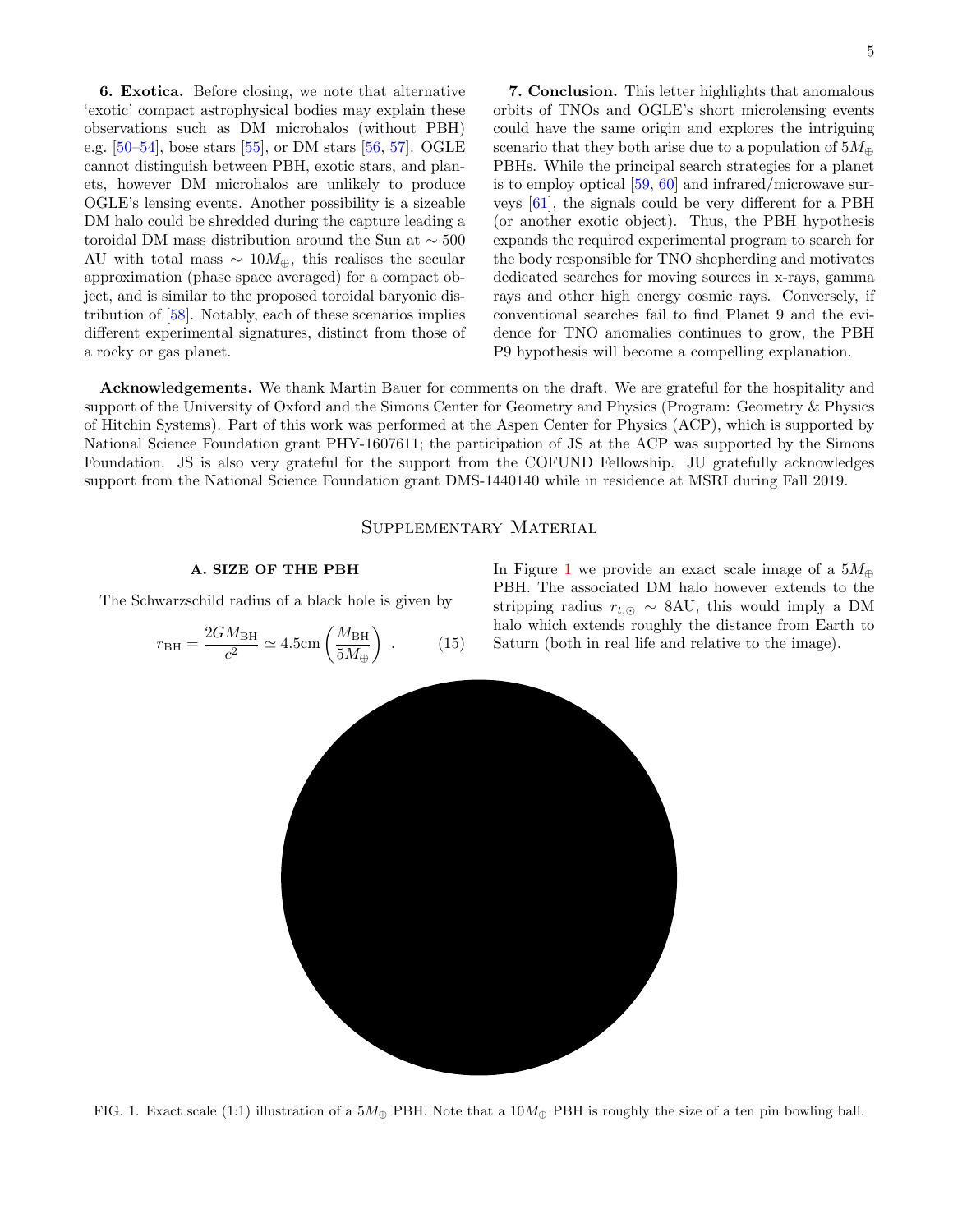**6. Exotica.** Before closing, we note that alternative 'exotic' compact astrophysical bodies may explain these observations such as DM microhalos (without PBH) e.g. [50–54], bose stars [55], or DM stars [56, 57]. OGLE cannot distinguish between PBH, exotic stars, and planets, however DM microhalos are unlikely to produce OGLE's lensing events. Another possibility is a sizeable DM halo could be shredded during the capture leading a toroidal DM mass distribution around the Sun at $\sim 500$ AU with total mass $\sim 10M_{\oplus}$, this realises the secular approximation (phase space averaged) for a compact object, and is similar to the proposed toroidal baryonic distribution of [58]. Notably, each of these scenarios implies different experimental signatures, distinct from those of a rocky or gas planet.

**7. Conclusion.** This letter highlights that anomalous orbits of TNOs and OGLE's short microlensing events could have the same origin and explores the intriguing scenario that they both arise due to a population of $5M_{\oplus}$ PBHs. While the principal search strategies for a planet is to employ optical [59, 60] and infrared/microwave surveys [61], the signals could be very different for a PBH (or another exotic object). Thus, the PBH hypothesis expands the required experimental program to search for the body responsible for TNO shepherding and motivates dedicated searches for moving sources in x-rays, gamma rays and other high energy cosmic rays. Conversely, if conventional searches fail to find Planet 9 and the evidence for TNO anomalies continues to grow, the PBH P9 hypothesis will become a compelling explanation.

**Acknowledgements.** We thank Martin Bauer for comments on the draft. We are grateful for the hospitality and support of the University of Oxford and the Simons Center for Geometry and Physics (Program: Geometry & Physics of Hitchin Systems). Part of this work was performed at the Aspen Center for Physics (ACP), which is supported by National Science Foundation grant PHY-1607611; the participation of JS at the ACP was supported by the Simons Foundation. JS is also very grateful for the support from the COFUND Fellowship. JU gratefully acknowledges support from the National Science Foundation grant DMS-1440140 while in residence at MSRI during Fall 2019.

## Supplementary Material

### A. SIZE OF THE PBH

The Schwarzschild radius of a black hole is given by

$$r_{\rm BH} = \frac{2GM_{\rm BH}}{c^2} \simeq 4.5 {\rm cm} \left(\frac{M_{\rm BH}}{5M_{\oplus}}\right) . \qquad (15)$$

In Figure 1 we provide an exact scale image of a $5M_{\oplus}$ PBH. The associated DM halo however extends to the stripping radius $r_{t,\odot} \sim 8$AU, this would imply a DM halo which extends roughly the distance from Earth to Saturn (both in real life and relative to the image).

FIG. 1. Exact scale (1:1) illustration of a $5M_{\oplus}$ PBH. Note that a $10M_{\oplus}$ PBH is roughly the size of a ten pin bowling ball.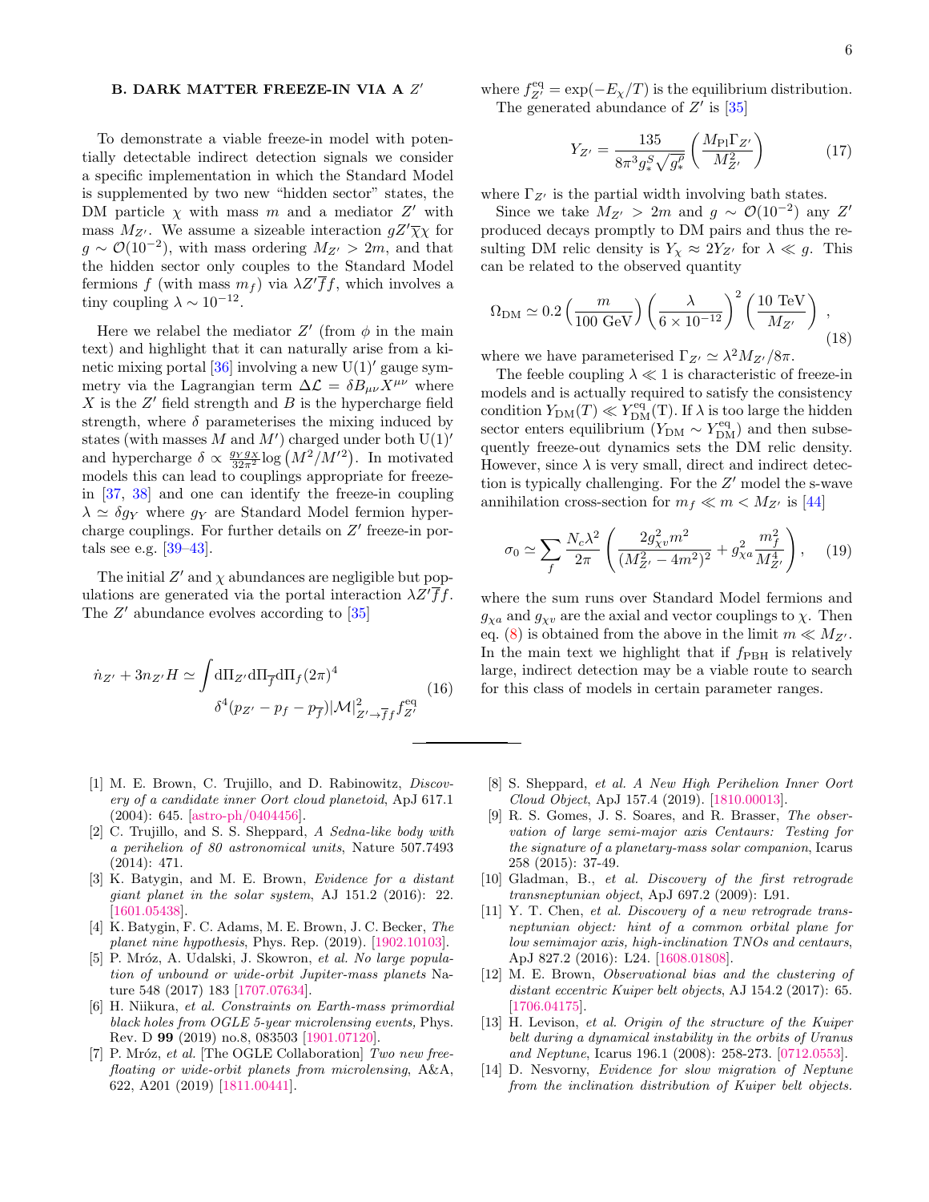### B. DARK MATTER FREEZE-IN VIA A $Z'$

To demonstrate a viable freeze-in model with potentially detectable indirect detection signals we consider a specific implementation in which the Standard Model is supplemented by two new "hidden sector" states, the DM particle $\chi$ with mass $m$ and a mediator $Z'$ with mass $M_{Z'}$. We assume a sizeable interaction $gZ'\overline{\chi}\chi$ for $g \sim \mathcal{O}(10^{-2})$, with mass ordering $M_{Z'} > 2m$, and that the hidden sector only couples to the Standard Model fermions $f$ (with mass $m_f$) via $\lambda Z'\overline{f}f$, which involves a tiny coupling $\lambda \sim 10^{-12}$.

Here we relabel the mediator $Z'$ (from $\phi$ in the main text) and highlight that it can naturally arise from a kinetic mixing portal [36] involving a new U(1)$'$ gauge symmetry via the Lagrangian term $\Delta\mathcal{L} = \delta B_{\mu\nu}X^{\mu\nu}$ where $X$ is the $Z'$ field strength and $B$ is the hypercharge field strength, where $\delta$ parameterises the mixing induced by states (with masses $M$ and $M'$) charged under both U(1)$'$ and hypercharge $\delta \propto \frac{g_Y g_X}{32\pi^2}\log\left(M^2/M'^2\right)$. In motivated models this can lead to couplings appropriate for freeze-in [37, 38] and one can identify the freeze-in coupling $\lambda \simeq \delta g_Y$ where $g_Y$ are Standard Model fermion hypercharge couplings. For further details on $Z'$ freeze-in portals see e.g. [39–43].

The initial $Z'$ and $\chi$ abundances are negligible but populations are generated via the portal interaction $\lambda Z'\overline{f}f$. The $Z'$ abundance evolves according to [35]

$$\dot{n}_{Z'} + 3n_{Z'}H \simeq \int \mathrm{d}\Pi_{Z'}\mathrm{d}\Pi_{\overline{f}}\mathrm{d}\Pi_f(2\pi)^4 \delta^4(p_{Z'} - p_f - p_{\overline{f}})|\mathcal{M}|^2_{Z'\to\overline{f}f} f^{\rm eq}_{Z'} \tag{16}$$

where $f^{\rm eq}_{Z'} = \exp(-E_\chi/T)$ is the equilibrium distribution. The generated abundance of $Z'$ is [35]

$$Y_{Z'} = \frac{135}{8\pi^3 g_*^S\sqrt{g_*^\rho}}\left(\frac{M_{\rm Pl}\Gamma_{Z'}}{M^2_{Z'}}\right) \tag{17}$$

where $\Gamma_{Z'}$ is the partial width involving bath states.

Since we take $M_{Z'} > 2m$ and $g \sim \mathcal{O}(10^{-2})$ any $Z'$ produced decays promptly to DM pairs and thus the resulting DM relic density is $Y_\chi \approx 2Y_{Z'}$ for $\lambda \ll g$. This can be related to the observed quantity

$$\Omega_{\rm DM} \simeq 0.2\left(\frac{m}{100~{\rm GeV}}\right)\left(\frac{\lambda}{6\times10^{-12}}\right)^2\left(\frac{10~{\rm TeV}}{M_{Z'}}\right), \tag{18}$$

where we have parameterised $\Gamma_{Z'} \simeq \lambda^2 M_{Z'}/8\pi$.

The feeble coupling $\lambda \ll 1$ is characteristic of freeze-in models and is actually required to satisfy the consistency condition $Y_{\rm DM}(T) \ll Y^{\rm eq}_{\rm DM}({\rm T})$. If $\lambda$ is too large the hidden sector enters equilibrium ($Y_{\rm DM} \sim Y^{\rm eq}_{\rm DM}$) and then subsequently freeze-out dynamics sets the DM relic density. However, since $\lambda$ is very small, direct and indirect detection is typically challenging. For the $Z'$ model the s-wave annihilation cross-section for $m_f \ll m < M_{Z'}$ is [44]

$$\sigma_0 \simeq \sum_f \frac{N_c\lambda^2}{2\pi}\left(\frac{2g^2_{\chi v}m^2}{(M^2_{Z'} - 4m^2)^2} + g^2_{\chi a}\frac{m_f^2}{M^4_{Z'}}\right), \tag{19}$$

where the sum runs over Standard Model fermions and $g_{\chi a}$ and $g_{\chi v}$ are the axial and vector couplings to $\chi$. Then eq. (8) is obtained from the above in the limit $m \ll M_{Z'}$. In the main text we highlight that if $f_{\rm PBH}$ is relatively large, indirect detection may be a viable route to search for this class of models in certain parameter ranges.

---

[1] M. E. Brown, C. Trujillo, and D. Rabinowitz, *Discovery of a candidate inner Oort cloud planetoid*, ApJ 617.1 (2004): 645. [astro-ph/0404456].

[2] C. Trujillo, and S. S. Sheppard, *A Sedna-like body with a perihelion of 80 astronomical units*, Nature 507.7493 (2014): 471.

[3] K. Batygin, and M. E. Brown, *Evidence for a distant giant planet in the solar system*, AJ 151.2 (2016): 22. [1601.05438].

[4] K. Batygin, F. C. Adams, M. E. Brown, J. C. Becker, *The planet nine hypothesis*, Phys. Rep. (2019). [1902.10103].

[5] P. Mróz, A. Udalski, J. Skowron, *et al. No large population of unbound or wide-orbit Jupiter-mass planets* Nature 548 (2017) 183 [1707.07634].

[6] H. Niikura, *et al. Constraints on Earth-mass primordial black holes from OGLE 5-year microlensing events,* Phys. Rev. D **99** (2019) no.8, 083503 [1901.07120].

[7] P. Mróz, *et al.* [The OGLE Collaboration] *Two new free-floating or wide-orbit planets from microlensing*, A&A, 622, A201 (2019) [1811.00441].

[8] S. Sheppard, *et al. A New High Perihelion Inner Oort Cloud Object*, ApJ 157.4 (2019). [1810.00013].

[9] R. S. Gomes, J. S. Soares, and R. Brasser, *The observation of large semi-major axis Centaurs: Testing for the signature of a planetary-mass solar companion*, Icarus 258 (2015): 37-49.

[10] Gladman, B., *et al. Discovery of the first retrograde transneptunian object*, ApJ 697.2 (2009): L91.

[11] Y. T. Chen, *et al. Discovery of a new retrograde trans-neptunian object: hint of a common orbital plane for low semimajor axis, high-inclination TNOs and centaurs*, ApJ 827.2 (2016): L24. [1608.01808].

[12] M. E. Brown, *Observational bias and the clustering of distant eccentric Kuiper belt objects*, AJ 154.2 (2017): 65. [1706.04175].

[13] H. Levison, *et al. Origin of the structure of the Kuiper belt during a dynamical instability in the orbits of Uranus and Neptune*, Icarus 196.1 (2008): 258-273. [0712.0553].

[14] D. Nesvorny, *Evidence for slow migration of Neptune from the inclination distribution of Kuiper belt objects.*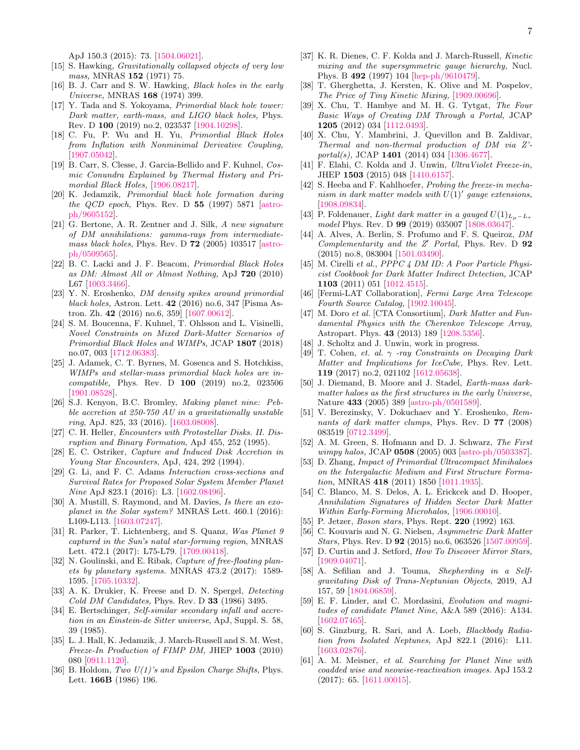ApJ 150.3 (2015): 73. [1504.06021].

[15] S. Hawking, *Gravitationally collapsed objects of very low mass,* MNRAS **152** (1971) 75.

[16] B. J. Carr and S. W. Hawking, *Black holes in the early Universe,* MNRAS **168** (1974) 399.

[17] Y. Tada and S. Yokoyama, *Primordial black hole tower: Dark matter, earth-mass, and LIGO black holes,* Phys. Rev. D **100** (2019) no.2, 023537 [1904.10298].

[18] C. Fu, P. Wu and H. Yu, *Primordial Black Holes from Inflation with Nonminimal Derivative Coupling,* [1907.05042].

[19] B. Carr, S. Clesse, J. Garcia-Bellido and F. Kuhnel, *Cosmic Conundra Explained by Thermal History and Primordial Black Holes,* [1906.08217].

[20] K. Jedamzik, *Primordial black hole formation during the QCD epoch,* Phys. Rev. D **55** (1997) 5871 [astro-ph/9605152].

[21] G. Bertone, A. R. Zentner and J. Silk, *A new signature of DM annihilations: gamma-rays from intermediate-mass black holes,* Phys. Rev. D **72** (2005) 103517 [astro-ph/0509565].

[22] B. C. Lacki and J. F. Beacom, *Primordial Black Holes as DM: Almost All or Almost Nothing,* ApJ **720** (2010) L67 [1003.3466].

[23] Y. N. Eroshenko, *DM density spikes around primordial black holes,* Astron. Lett. **42** (2016) no.6, 347 [Pisma Astron. Zh. **42** (2016) no.6, 359] [1607.00612].

[24] S. M. Boucenna, F. Kuhnel, T. Ohlsson and L. Visinelli, *Novel Constraints on Mixed Dark-Matter Scenarios of Primordial Black Holes and WIMPs,* JCAP **1807** (2018) no.07, 003 [1712.06383].

[25] J. Adamek, C. T. Byrnes, M. Gosenca and S. Hotchkiss, *WIMPs and stellar-mass primordial black holes are incompatible,* Phys. Rev. D **100** (2019) no.2, 023506 [1901.08528].

[26] S.J. Kenyon, B.C. Bromley, *Making planet nine: Pebble accretion at 250-750 AU in a gravitationally unstable ring,* ApJ. 825, 33 (2016). [1603.08008].

[27] C. H. Heller, *Encounters with Protostellar Disks. II. Disruption and Binary Formation*, ApJ 455, 252 (1995).

[28] E. C. Ostriker, *Capture and Induced Disk Accretion in Young Star Encounters*, ApJ, 424, 292 (1994).

[29] G. Li, and F. C. Adams *Interaction cross-sections and Survival Rates for Proposed Solar System Member Planet Nine* ApJ 823.1 (2016): L3. [1602.08496].

[30] A. Mustill, S. Raymond, and M. Davies, *Is there an exoplanet in the Solar system?* MNRAS Lett. 460.1 (2016): L109-L113. [1603.07247].

[31] R. Parker, T. Lichtenberg, and S. Quanz, *Was Planet 9 captured in the Sun's natal star-forming region*, MNRAS Lett. 472.1 (2017): L75-L79. [1709.00418].

[32] N. Goulinski, and E. Ribak, *Capture of free-floating planets by planetary systems.* MNRAS 473.2 (2017): 1589-1595. [1705.10332].

[33] A. K. Drukier, K. Freese and D. N. Spergel, *Detecting Cold DM Candidates,* Phys. Rev. D **33** (1986) 3495.

[34] E. Bertschinger, *Self-similar secondary infall and accretion in an Einstein-de Sitter universe*, ApJ, Suppl. S. 58, 39 (1985).

[35] L. J. Hall, K. Jedamzik, J. March-Russell and S. M. West, *Freeze-In Production of FIMP DM,* JHEP **1003** (2010) 080 [0911.1120].

[36] B. Holdom, *Two U(1)'s and Epsilon Charge Shifts,* Phys. Lett. **166B** (1986) 196.

[37] K. R. Dienes, C. F. Kolda and J. March-Russell, *Kinetic mixing and the supersymmetric gauge hierarchy,* Nucl. Phys. B **492** (1997) 104 [hep-ph/9610479].

[38] T. Gherghetta, J. Kersten, K. Olive and M. Pospelov, *The Price of Tiny Kinetic Mixing,* [1909.00696].

[39] X. Chu, T. Hambye and M. H. G. Tytgat, *The Four Basic Ways of Creating DM Through a Portal,* JCAP **1205** (2012) 034 [1112.0493].

[40] X. Chu, Y. Mambrini, J. Quevillon and B. Zaldivar, *Thermal and non-thermal production of DM via Z'-portal(s),* JCAP **1401** (2014) 034 [1306.4677].

[41] F. Elahi, C. Kolda and J. Unwin, *UltraViolet Freeze-in,* JHEP **1503** (2015) 048 [1410.6157].

[42] S. Heeba and F. Kahlhoefer, *Probing the freeze-in mechanism in dark matter models with $U(1)'$ gauge extensions,* [1908.09834].

[43] P. Foldenauer, *Light dark matter in a gauged $U(1)_{L_\mu - L_\tau}$ model* Phys. Rev. D **99** (2019) 035007 [1808.03647].

[44] A. Alves, A. Berlin, S. Profumo and F. S. Queiroz, *DM Complementarity and the $Z'$ Portal,* Phys. Rev. D **92** (2015) no.8, 083004 [1501.03490].

[45] M. Cirelli *et al.*, *PPPC 4 DM ID: A Poor Particle Physicist Cookbook for Dark Matter Indirect Detection,* JCAP **1103** (2011) 051 [1012.4515].

[46] [Fermi-LAT Collaboration], *Fermi Large Area Telescope Fourth Source Catalog,* [1902.10045].

[47] M. Doro *et al.* [CTA Consortium], *Dark Matter and Fundamental Physics with the Cherenkov Telescope Array,* Astropart. Phys. **43** (2013) 189 [1208.5356].

[48] J. Scholtz and J. Unwin, work in progress.

[49] T. Cohen, *et. al.* *$\gamma$ -ray Constraints on Decaying Dark Matter and Implications for IceCube,* Phys. Rev. Lett. **119** (2017) no.2, 021102 [1612.05638].

[50] J. Diemand, B. Moore and J. Stadel, *Earth-mass dark-matter haloes as the first structures in the early Universe,* Nature **433** (2005) 389 [astro-ph/0501589].

[51] V. Berezinsky, V. Dokuchaev and Y. Eroshenko, *Remnants of dark matter clumps,* Phys. Rev. D **77** (2008) 083519 [0712.3499].

[52] A. M. Green, S. Hofmann and D. J. Schwarz, *The First wimpy halos,* JCAP **0508** (2005) 003 [astro-ph/0503387].

[53] D. Zhang, *Impact of Primordial Ultracompact Minihaloes on the Intergalactic Medium and First Structure Formation,* MNRAS **418** (2011) 1850 [1011.1935].

[54] C. Blanco, M. S. Delos, A. L. Erickcek and D. Hooper, *Annihilation Signatures of Hidden Sector Dark Matter Within Early-Forming Microhalos,* [1906.00010].

[55] P. Jetzer, *Boson stars,* Phys. Rept. **220** (1992) 163.

[56] C. Kouvaris and N. G. Nielsen, *Asymmetric Dark Matter Stars,* Phys. Rev. D **92** (2015) no.6, 063526 [1507.00959].

[57] D. Curtin and J. Setford, *How To Discover Mirror Stars,* [1909.04071].

[58] A. Sefilian and J. Touma, *Shepherding in a Self-gravitating Disk of Trans-Neptunian Objects*, 2019, AJ 157, 59 [1804.06859].

[59] E. F. Linder, and C. Mordasini, *Evolution and magnitudes of candidate Planet Nine*, A&A 589 (2016): A134. [1602.07465].

[60] S. Ginzburg, R. Sari, and A. Loeb, *Blackbody Radiation from Isolated Neptunes*, ApJ 822.1 (2016): L11. [1603.02876].

[61] A. M. Meisner, *et al. Searching for Planet Nine with coadded wise and neowise-reactivation images.* ApJ 153.2 (2017): 65. [1611.00015].